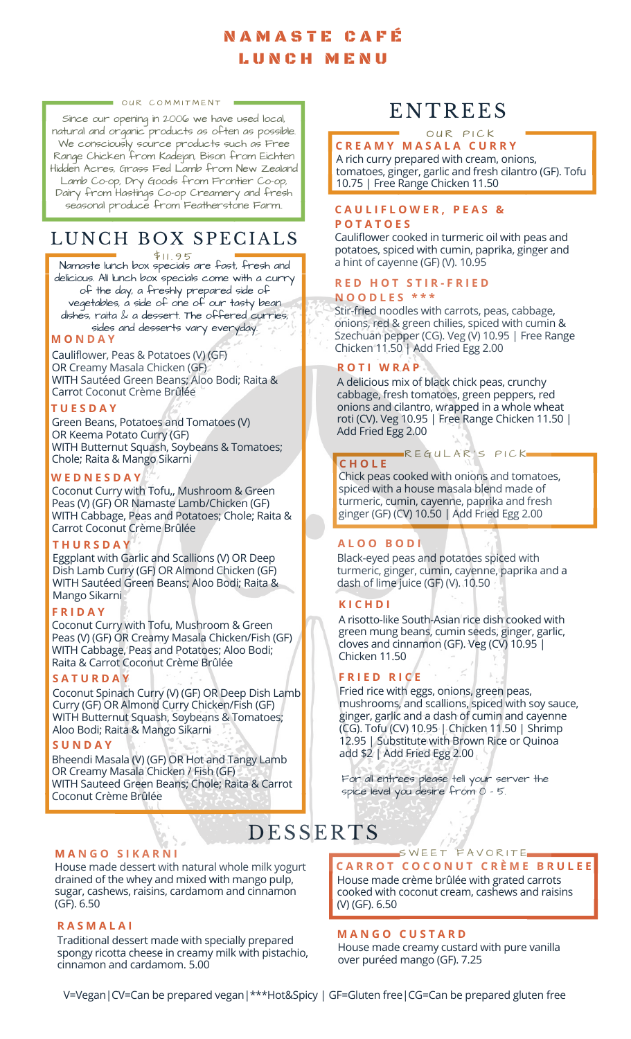# NAMASTE CAFÉ LUNCH MENU

OUR COMMITMENT

Since our opening in 2006 we have used local, natural and organic products as often as possible. We consciously source products such as Free Range Chicken from Kadejan, Bison from Eichten Hidden Acres, Grass Fed Lamb from New Zealand Lamb Co-op, Dry Goods from Frontier Co-op, Dairy from Hastings Co-op Creamery and fresh seasonal produce from Featherstone Farm.

## LUNCH BOX SPECIALS

$11.95

Namaste lunch box specials are fast, fresh and delicious. All lunch box specials come with a curry of the day, a freshly prepared side of vegetables, a side of one of our tasty bean dishes, raita & a dessert. The offered curries, sides and desserts vary everyday.

### MONDAY

Cauliflower, Peas & Potatoes (V) (GF)
OR Creamy Masala Chicken (GF)
WITH Sautéed Green Beans; Aloo Bodi; Raita & Carrot Coconut Crème Brûlée

### TUESDAY

Green Beans, Potatoes and Tomatoes (V)
OR Keema Potato Curry (GF)
WITH Butternut Squash, Soybeans & Tomatoes; Chole; Raita & Mango Sikarni

### WEDNESDAY

Coconut Curry with Tofu,, Mushroom & Green Peas (V) (GF) OR Namaste Lamb/Chicken (GF)
WITH Cabbage, Peas and Potatoes; Chole; Raita & Carrot Coconut Crème Brûlée

### THURSDAY

Eggplant with Garlic and Scallions (V) OR Deep Dish Lamb Curry (GF) OR Almond Chicken (GF)
WITH Sautéed Green Beans; Aloo Bodi; Raita & Mango Sikarni

### FRIDAY

Coconut Curry with Tofu, Mushroom & Green Peas (V) (GF) OR Creamy Masala Chicken/Fish (GF)
WITH Cabbage, Peas and Potatoes; Aloo Bodi; Raita & Carrot Coconut Crème Brûlée

### SATURDAY

Coconut Spinach Curry (V) (GF) OR Deep Dish Lamb Curry (GF) OR Almond Curry Chicken/Fish (GF)
WITH Butternut Squash, Soybeans & Tomatoes; Aloo Bodi; Raita & Mango Sikarni

### SUNDAY

Bheendi Masala (V) (GF) OR Hot and Tangy Lamb OR Creamy Masala Chicken / Fish (GF)
WITH Sauteed Green Beans; Chole; Raita & Carrot Coconut Crème Brûlée

## ENTREES

OUR PICK

### CREAMY MASALA CURRY

A rich curry prepared with cream, onions, tomatoes, ginger, garlic and fresh cilantro (GF). Tofu 10.75 | Free Range Chicken 11.50

### CAULIFLOWER, PEAS & POTATOES

Cauliflower cooked in turmeric oil with peas and potatoes, spiced with cumin, paprika, ginger and a hint of cayenne (GF) (V). 10.95

### RED HOT STIR-FRIED NOODLES ***

Stir-fried noodles with carrots, peas, cabbage, onions, red & green chilies, spiced with cumin & Szechuan pepper (CG). Veg (V) 10.95 | Free Range Chicken 11.50 | Add Fried Egg 2.00

### ROTI WRAP

A delicious mix of black chick peas, crunchy cabbage, fresh tomatoes, green peppers, red onions and cilantro, wrapped in a whole wheat roti (CV). Veg 10.95 | Free Range Chicken 11.50 | Add Fried Egg 2.00

REGULAR'S PICK

### CHOLE

Chick peas cooked with onions and tomatoes, spiced with a house masala blend made of turmeric, cumin, cayenne, paprika and fresh ginger (GF) (CV) 10.50 | Add Fried Egg 2.00

### ALOO BODI

Black-eyed peas and potatoes spiced with turmeric, ginger, cumin, cayenne, paprika and a dash of lime juice (GF) (V). 10.50

### KICHDI

A risotto-like South-Asian rice dish cooked with green mung beans, cumin seeds, ginger, garlic, cloves and cinnamon (GF). Veg (CV) 10.95 | Chicken 11.50

### FRIED RICE

Fried rice with eggs, onions, green peas, mushrooms, and scallions, spiced with soy sauce, ginger, garlic and a dash of cumin and cayenne (CG). Tofu (CV) 10.95 | Chicken 11.50 | Shrimp 12.95 | Substitute with Brown Rice or Quinoa add $2 | Add Fried Egg 2.00

For all entrees please tell your server the spice level you desire from 0 - 5.

## DESSERTS

### MANGO SIKARNI

House made dessert with natural whole milk yogurt drained of the whey and mixed with mango pulp, sugar, cashews, raisins, cardamom and cinnamon (GF). 6.50

### RASMALAI

Traditional dessert made with specially prepared spongy ricotta cheese in creamy milk with pistachio, cinnamon and cardamom. 5.00

SWEET FAVORITE

### CARROT COCONUT CRÈME BRULEE

House made crème brûlée with grated carrots cooked with coconut cream, cashews and raisins (V) (GF). 6.50

### MANGO CUSTARD

House made creamy custard with pure vanilla over puréed mango (GF). 7.25

V=Vegan | CV=Can be prepared vegan | ***Hot&Spicy | GF=Gluten free | CG=Can be prepared gluten free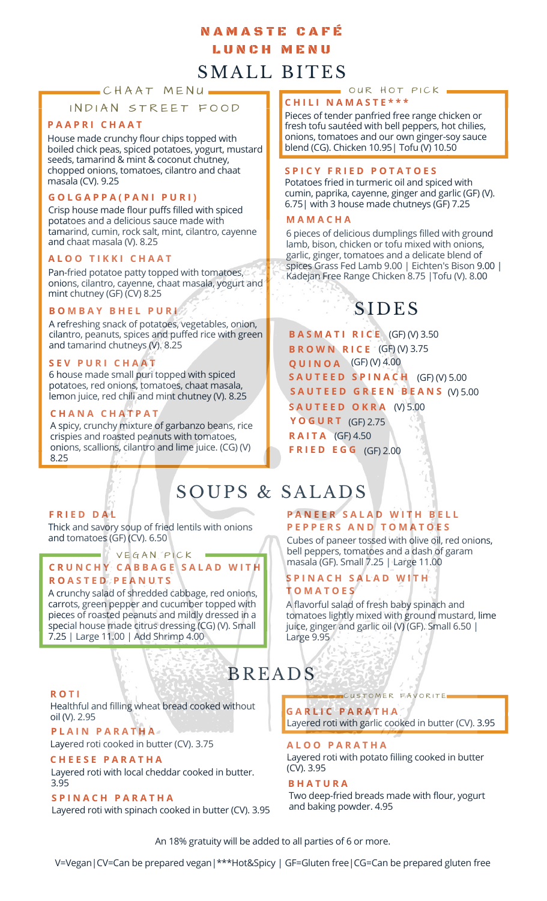# NAMASTE CAFÉ

## LUNCH MENU

## SMALL BITES

### CHAAT MENU

#### INDIAN STREET FOOD

**PAAPRI CHAAT**

House made crunchy flour chips topped with boiled chick peas, spiced potatoes, yogurt, mustard seeds, tamarind & mint & coconut chutney, chopped onions, tomatoes, cilantro and chaat masala (CV). 9.25

**GOLGAPPA(PANI PURI)**

Crisp house made flour puffs filled with spiced potatoes and a delicious sauce made with tamarind, cumin, rock salt, mint, cilantro, cayenne and chaat masala (V). 8.25

**ALOO TIKKI CHAAT**

Pan-fried potatoe patty topped with tomatoes, onions, cilantro, cayenne, chaat masala, yogurt and mint chutney (GF) (CV) 8.25

**BOMBAY BHEL PURI**

A refreshing snack of potatoes, vegetables, onion, cilantro, peanuts, spices and puffed rice with green and tamarind chutneys (V). 8.25

**SEV PURI CHAAT**

6 house made small puri topped with spiced potatoes, red onions, tomatoes, chaat masala, lemon juice, red chili and mint chutney (V). 8.25

**CHANA CHATPAT**

A spicy, crunchy mixture of garbanzo beans, rice crispies and roasted peanuts with tomatoes, onions, scallions, cilantro and lime juice. (CG) (V) 8.25

### OUR HOT PICK

**CHILI NAMASTE*****

Pieces of tender panfried free range chicken or fresh tofu sautéed with bell peppers, hot chilies, onions, tomatoes and our own ginger-soy sauce blend (CG). Chicken 10.95| Tofu (V) 10.50

**SPICY FRIED POTATOES**

Potatoes fried in turmeric oil and spiced with cumin, paprika, cayenne, ginger and garlic (GF) (V). 6.75| with 3 house made chutneys (GF) 7.25

**MAMACHA**

6 pieces of delicious dumplings filled with ground lamb, bison, chicken or tofu mixed with onions, garlic, ginger, tomatoes and a delicate blend of spices Grass Fed Lamb 9.00 | Eichten's Bison 9.00 | Kadejan Free Range Chicken 8.75 |Tofu (V). 8.00

## SIDES

**BASMATI RICE** (GF) (V) 3.50

**BROWN RICE** (GF) (V) 3.75

**QUINOA** (GF) (V) 4.00

**SAUTEED SPINACH** (GF) (V) 5.00

**SAUTEED GREEN BEANS** (V) 5.00

**SAUTEED OKRA** (V) 5.00

**YOGURT** (GF) 2.75

**RAITA** (GF) 4.50

**FRIED EGG** (GF) 2.00

## SOUPS & SALADS

**FRIED DAL**

Thick and savory soup of fried lentils with onions and tomatoes (GF) (CV). 6.50

### VEGAN PICK

**CRUNCHY CABBAGE SALAD WITH ROASTED PEANUTS**

A crunchy salad of shredded cabbage, red onions, carrots, green pepper and cucumber topped with pieces of roasted peanuts and mildly dressed in a special house made citrus dressing (CG) (V). Small 7.25 | Large 11.00 | Add Shrimp 4.00

**PANEER SALAD WITH BELL PEPPERS AND TOMATOES**

Cubes of paneer tossed with olive oil, red onions, bell peppers, tomatoes and a dash of garam masala (GF). Small 7.25 | Large 11.00

**SPINACH SALAD WITH TOMATOES**

A flavorful salad of fresh baby spinach and tomatoes lightly mixed with ground mustard, lime juice, ginger and garlic oil (V) (GF). Small 6.50 | Large 9.95

## BREADS

**ROTI**

Healthful and filling wheat bread cooked without oil (V). 2.95

**PLAIN PARATHA**

Layered roti cooked in butter (CV). 3.75

**CHEESE PARATHA**

Layered roti with local cheddar cooked in butter. 3.95

**SPINACH PARATHA**

Layered roti with spinach cooked in butter (CV). 3.95

### CUSTOMER FAVORITE

**GARLIC PARATHA**

Layered roti with garlic cooked in butter (CV). 3.95

**ALOO PARATHA**

Layered roti with potato filling cooked in butter (CV). 3.95

**BHATURA**

Two deep-fried breads made with flour, yogurt and baking powder. 4.95

An 18% gratuity will be added to all parties of 6 or more.

V=Vegan|CV=Can be prepared vegan|***Hot&Spicy | GF=Gluten free|CG=Can be prepared gluten free